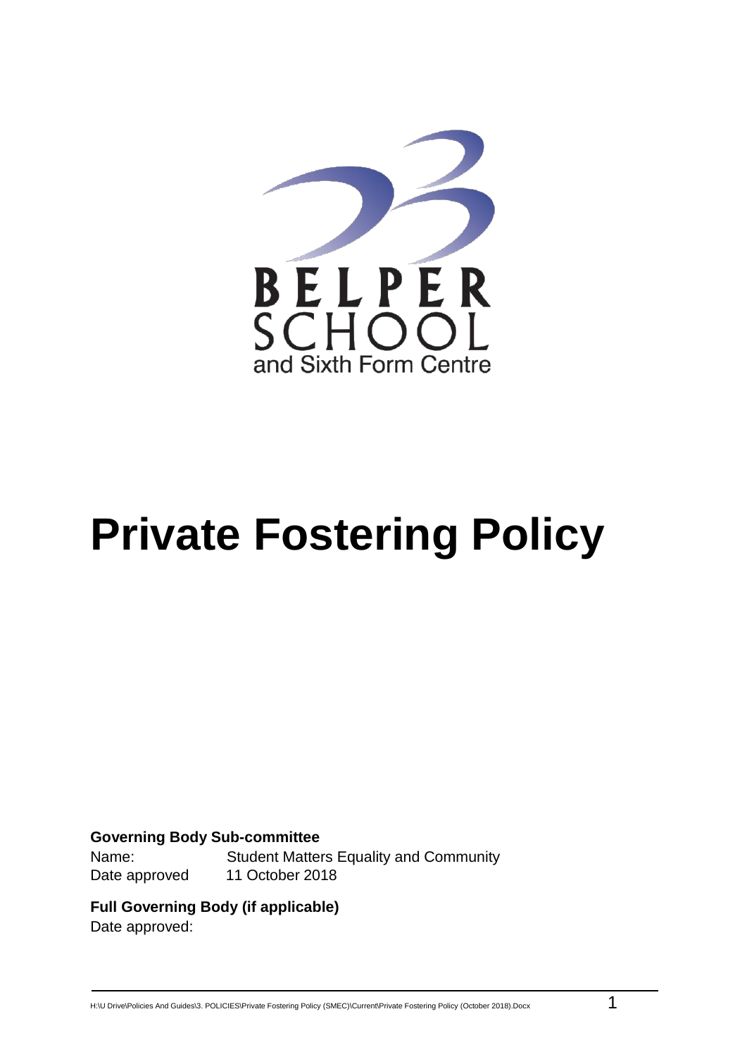BELPER SCHOOL
and Sixth Form Centre

# Private Fostering Policy

**Governing Body Sub-committee**
Name: Student Matters Equality and Community
Date approved 11 October 2018

**Full Governing Body (if applicable)**
Date approved: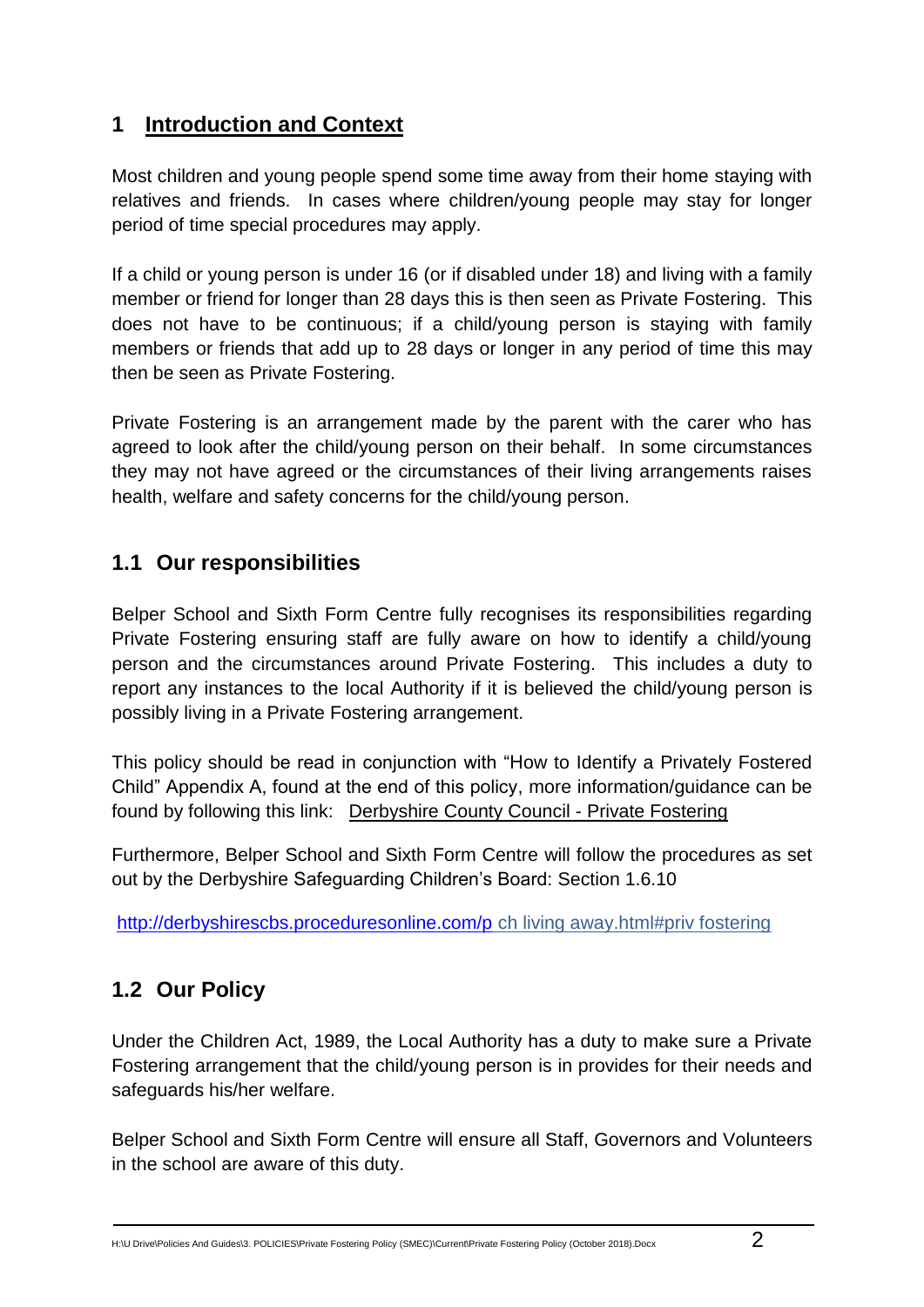## 1 Introduction and Context

Most children and young people spend some time away from their home staying with relatives and friends. In cases where children/young people may stay for longer period of time special procedures may apply.

If a child or young person is under 16 (or if disabled under 18) and living with a family member or friend for longer than 28 days this is then seen as Private Fostering. This does not have to be continuous; if a child/young person is staying with family members or friends that add up to 28 days or longer in any period of time this may then be seen as Private Fostering.

Private Fostering is an arrangement made by the parent with the carer who has agreed to look after the child/young person on their behalf. In some circumstances they may not have agreed or the circumstances of their living arrangements raises health, welfare and safety concerns for the child/young person.

### 1.1 Our responsibilities

Belper School and Sixth Form Centre fully recognises its responsibilities regarding Private Fostering ensuring staff are fully aware on how to identify a child/young person and the circumstances around Private Fostering. This includes a duty to report any instances to the local Authority if it is believed the child/young person is possibly living in a Private Fostering arrangement.

This policy should be read in conjunction with "How to Identify a Privately Fostered Child" Appendix A, found at the end of this policy, more information/guidance can be found by following this link: Derbyshire County Council - Private Fostering

Furthermore, Belper School and Sixth Form Centre will follow the procedures as set out by the Derbyshire Safeguarding Children's Board: Section 1.6.10

http://derbyshirescbs.proceduresonline.com/p ch living away.html#priv fostering

### 1.2 Our Policy

Under the Children Act, 1989, the Local Authority has a duty to make sure a Private Fostering arrangement that the child/young person is in provides for their needs and safeguards his/her welfare.

Belper School and Sixth Form Centre will ensure all Staff, Governors and Volunteers in the school are aware of this duty.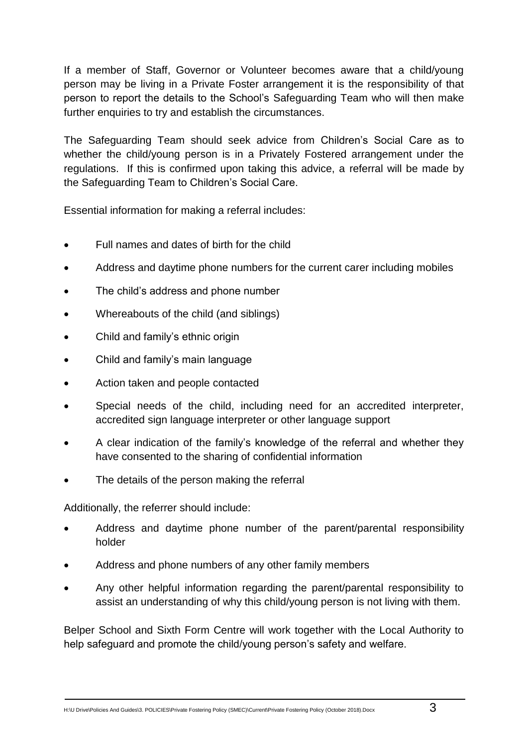If a member of Staff, Governor or Volunteer becomes aware that a child/young person may be living in a Private Foster arrangement it is the responsibility of that person to report the details to the School's Safeguarding Team who will then make further enquiries to try and establish the circumstances.

The Safeguarding Team should seek advice from Children's Social Care as to whether the child/young person is in a Privately Fostered arrangement under the regulations. If this is confirmed upon taking this advice, a referral will be made by the Safeguarding Team to Children's Social Care.

Essential information for making a referral includes:

- Full names and dates of birth for the child
- Address and daytime phone numbers for the current carer including mobiles
- The child's address and phone number
- Whereabouts of the child (and siblings)
- Child and family's ethnic origin
- Child and family's main language
- Action taken and people contacted
- Special needs of the child, including need for an accredited interpreter, accredited sign language interpreter or other language support
- A clear indication of the family's knowledge of the referral and whether they have consented to the sharing of confidential information
- The details of the person making the referral

Additionally, the referrer should include:

- Address and daytime phone number of the parent/parental responsibility holder
- Address and phone numbers of any other family members
- Any other helpful information regarding the parent/parental responsibility to assist an understanding of why this child/young person is not living with them.

Belper School and Sixth Form Centre will work together with the Local Authority to help safeguard and promote the child/young person's safety and welfare.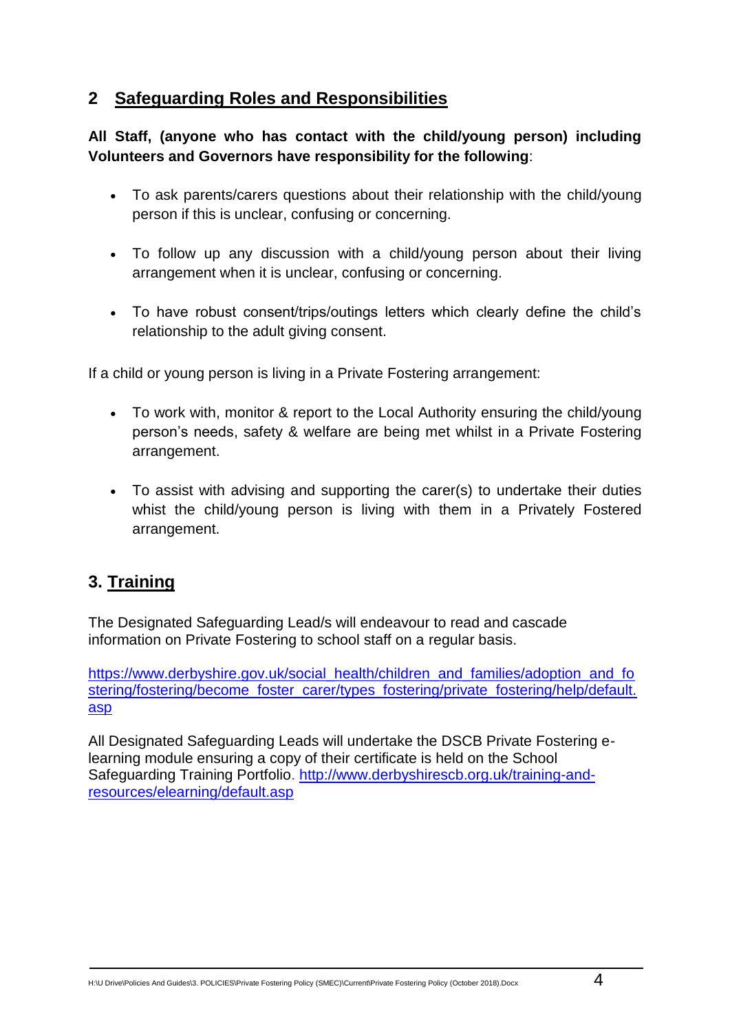## 2 Safeguarding Roles and Responsibilities

**All Staff, (anyone who has contact with the child/young person) including Volunteers and Governors have responsibility for the following**:

- To ask parents/carers questions about their relationship with the child/young person if this is unclear, confusing or concerning.
- To follow up any discussion with a child/young person about their living arrangement when it is unclear, confusing or concerning.
- To have robust consent/trips/outings letters which clearly define the child's relationship to the adult giving consent.

If a child or young person is living in a Private Fostering arrangement:

- To work with, monitor & report to the Local Authority ensuring the child/young person's needs, safety & welfare are being met whilst in a Private Fostering arrangement.
- To assist with advising and supporting the carer(s) to undertake their duties whist the child/young person is living with them in a Privately Fostered arrangement.

## 3. Training

The Designated Safeguarding Lead/s will endeavour to read and cascade information on Private Fostering to school staff on a regular basis.

https://www.derbyshire.gov.uk/social_health/children_and_families/adoption_and_fostering/fostering/become_foster_carer/types_fostering/private_fostering/help/default.asp

All Designated Safeguarding Leads will undertake the DSCB Private Fostering e-learning module ensuring a copy of their certificate is held on the School Safeguarding Training Portfolio. http://www.derbyshirescb.org.uk/training-and-resources/elearning/default.asp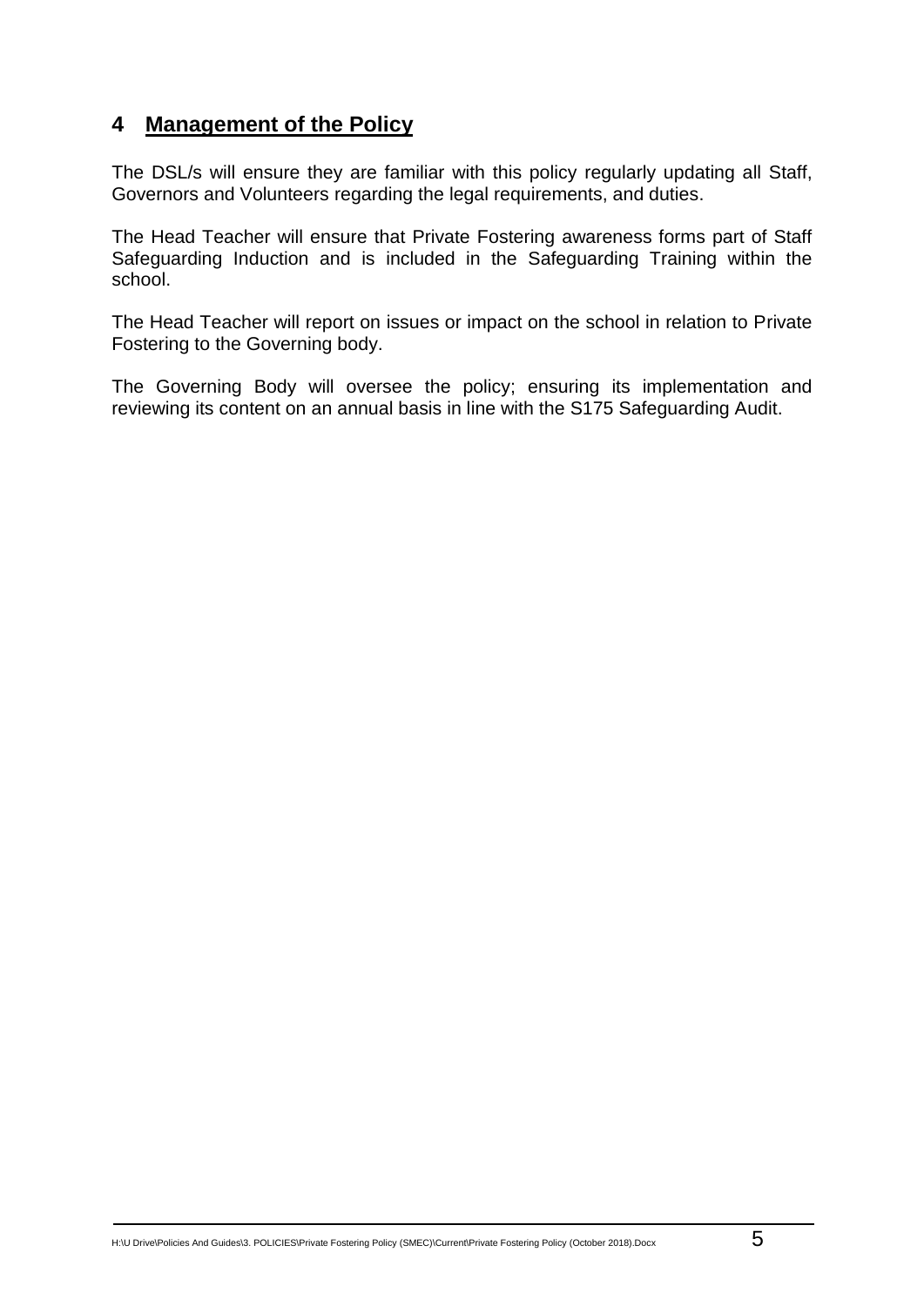## 4 **Management of the Policy**

The DSL/s will ensure they are familiar with this policy regularly updating all Staff, Governors and Volunteers regarding the legal requirements, and duties.

The Head Teacher will ensure that Private Fostering awareness forms part of Staff Safeguarding Induction and is included in the Safeguarding Training within the school.

The Head Teacher will report on issues or impact on the school in relation to Private Fostering to the Governing body.

The Governing Body will oversee the policy; ensuring its implementation and reviewing its content on an annual basis in line with the S175 Safeguarding Audit.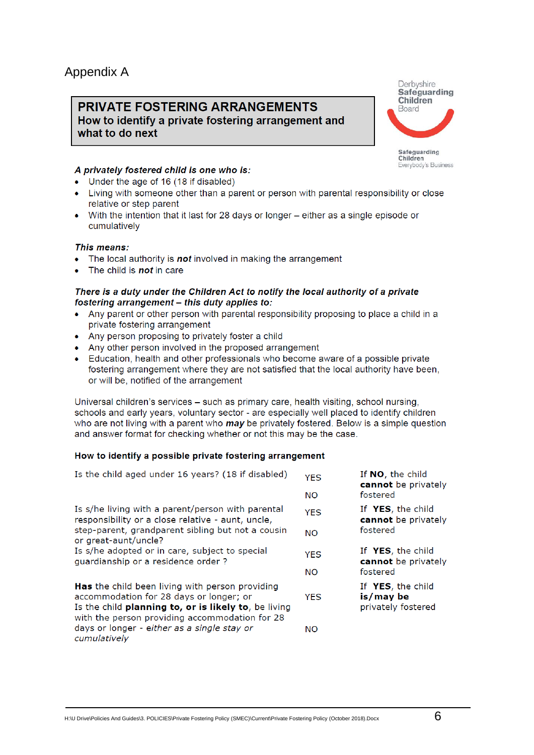Appendix A

Derbyshire Safeguarding Children Board

Safeguarding Children Everybody's Business

# PRIVATE FOSTERING ARRANGEMENTS

## How to identify a private fostering arrangement and what to do next

***A privately fostered child is one who is:***

- Under the age of 16 (18 if disabled)
- Living with someone other than a parent or person with parental responsibility or close relative or step parent
- With the intention that it last for 28 days or longer – either as a single episode or cumulatively

***This means:***

- The local authority is ***not*** involved in making the arrangement
- The child is ***not*** in care

***There is a duty under the Children Act to notify the local authority of a private fostering arrangement – this duty applies to:***

- Any parent or other person with parental responsibility proposing to place a child in a private fostering arrangement
- Any person proposing to privately foster a child
- Any other person involved in the proposed arrangement
- Education, health and other professionals who become aware of a possible private fostering arrangement where they are not satisfied that the local authority have been, or will be, notified of the arrangement

Universal children's services – such as primary care, health visiting, school nursing, schools and early years, voluntary sector - are especially well placed to identify children who are not living with a parent who ***may*** be privately fostered. Below is a simple question and answer format for checking whether or not this may be the case.

**How to identify a possible private fostering arrangement**

| | | |
|---|---|---|
| Is the child aged under 16 years? (18 if disabled) | YES<br><br>NO | If **NO**, the child **cannot** be privately fostered |
| Is s/he living with a parent/person with parental responsibility or a close relative - aunt, uncle, step-parent, grandparent sibling but not a cousin or great-aunt/uncle? | YES<br><br>NO | If **YES**, the child **cannot** be privately fostered |
| Is s/he adopted or in care, subject to special guardianship or a residence order ? | YES<br><br>NO | If **YES**, the child **cannot** be privately fostered |
| **Has** the child been living with person providing accommodation for 28 days or longer; or<br>Is the child **planning to, or is likely to**, be living with the person providing accommodation for 28 days or longer - *either as a single stay or cumulatively* | YES<br><br>NO | If **YES**, the child **is/may be** privately fostered |